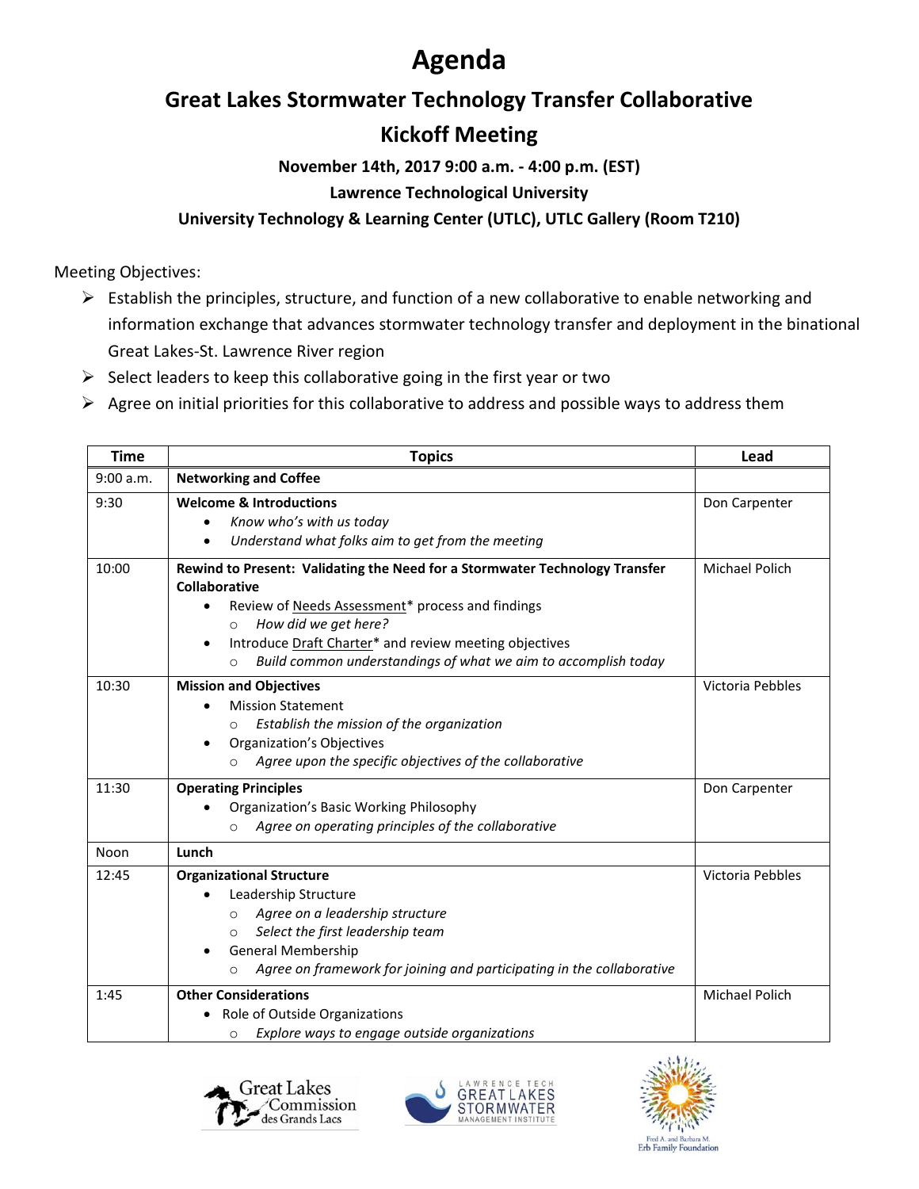# Agenda

## Great Lakes Stormwater Technology Transfer Collaborative

## Kickoff Meeting

**November 14th, 2017 9:00 a.m. - 4:00 p.m. (EST)**

**Lawrence Technological University**

**University Technology & Learning Center (UTLC), UTLC Gallery (Room T210)**

Meeting Objectives:

- Establish the principles, structure, and function of a new collaborative to enable networking and information exchange that advances stormwater technology transfer and deployment in the binational Great Lakes-St. Lawrence River region
- Select leaders to keep this collaborative going in the first year or two
- Agree on initial priorities for this collaborative to address and possible ways to address them

| Time | Topics | Lead |
|---|---|---|
| 9:00 a.m. | **Networking and Coffee** | |
| 9:30 | **Welcome & Introductions**<br>• *Know who's with us today*<br>• *Understand what folks aim to get from the meeting* | Don Carpenter |
| 10:00 | **Rewind to Present: Validating the Need for a Stormwater Technology Transfer Collaborative**<br>• Review of Needs Assessment* process and findings<br>  ○ *How did we get here?*<br>• Introduce Draft Charter* and review meeting objectives<br>  ○ *Build common understandings of what we aim to accomplish today* | Michael Polich |
| 10:30 | **Mission and Objectives**<br>• Mission Statement<br>  ○ *Establish the mission of the organization*<br>• Organization's Objectives<br>  ○ *Agree upon the specific objectives of the collaborative* | Victoria Pebbles |
| 11:30 | **Operating Principles**<br>• Organization's Basic Working Philosophy<br>  ○ *Agree on operating principles of the collaborative* | Don Carpenter |
| Noon | **Lunch** | |
| 12:45 | **Organizational Structure**<br>• Leadership Structure<br>  ○ *Agree on a leadership structure*<br>  ○ *Select the first leadership team*<br>• General Membership<br>  ○ *Agree on framework for joining and participating in the collaborative* | Victoria Pebbles |
| 1:45 | **Other Considerations**<br>• Role of Outside Organizations<br>  ○ *Explore ways to engage outside organizations* | Michael Polich |

Great Lakes Commission des Grands Lacs

Lawrence Tech Great Lakes Stormwater Management Institute

Fred A. and Barbara M. Erb Family Foundation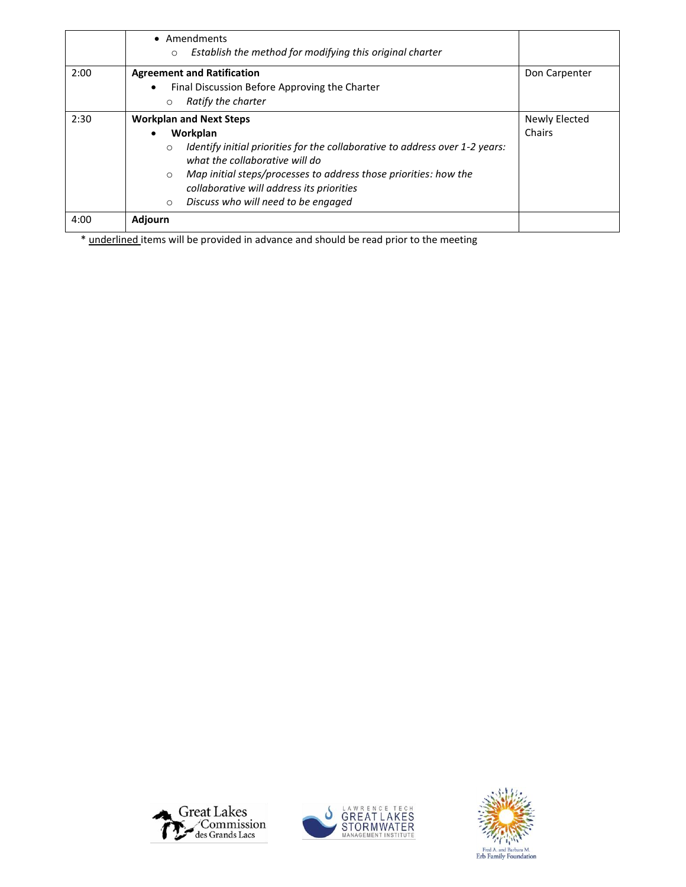| | | |
|---|---|---|
| | • Amendments<br>  ○ *Establish the method for modifying this original charter* | |
| 2:00 | **Agreement and Ratification**<br>• Final Discussion Before Approving the Charter<br>  ○ *Ratify the charter* | Don Carpenter |
| 2:30 | **Workplan and Next Steps**<br>• **Workplan**<br>  ○ *Identify initial priorities for the collaborative to address over 1-2 years: what the collaborative will do*<br>  ○ *Map initial steps/processes to address those priorities: how the collaborative will address its priorities*<br>  ○ *Discuss who will need to be engaged* | Newly Elected Chairs |
| 4:00 | **Adjourn** | |

* underlined items will be provided in advance and should be read prior to the meeting

Great Lakes Commission des Grands Lacs

Lawrence Tech Great Lakes Stormwater Management Institute

Fred A. and Barbara M. Erb Family Foundation